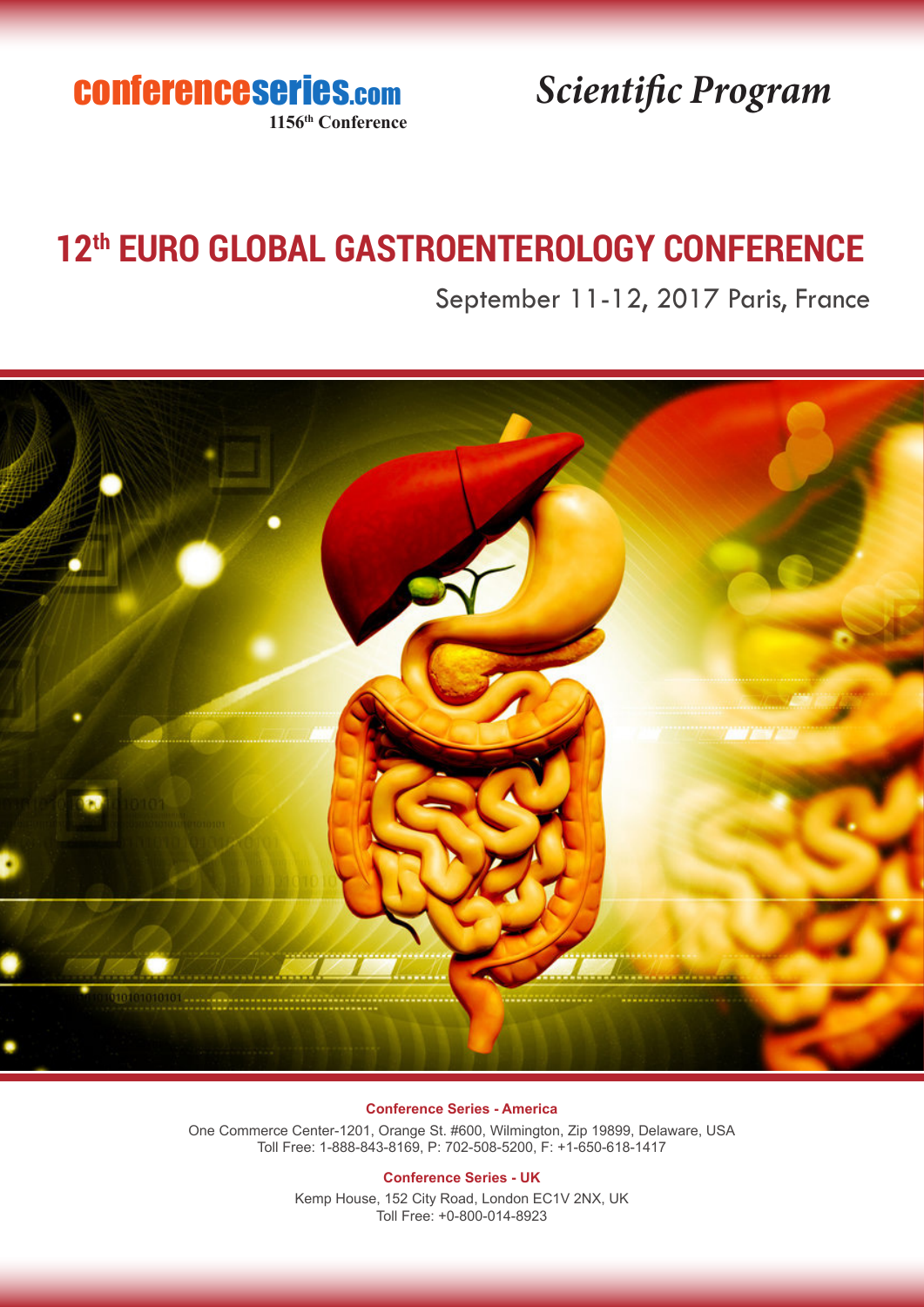conferenceseries.com

1156th Conference

*Scientific Program*

# 12th EURO GLOBAL GASTROENTEROLOGY CONFERENCE

September 11-12, 2017 Paris, France

**Conference Series - America**

One Commerce Center-1201, Orange St. #600, Wilmington, Zip 19899, Delaware, USA
Toll Free: 1-888-843-8169, P: 702-508-5200, F: +1-650-618-1417

**Conference Series - UK**

Kemp House, 152 City Road, London EC1V 2NX, UK
Toll Free: +0-800-014-8923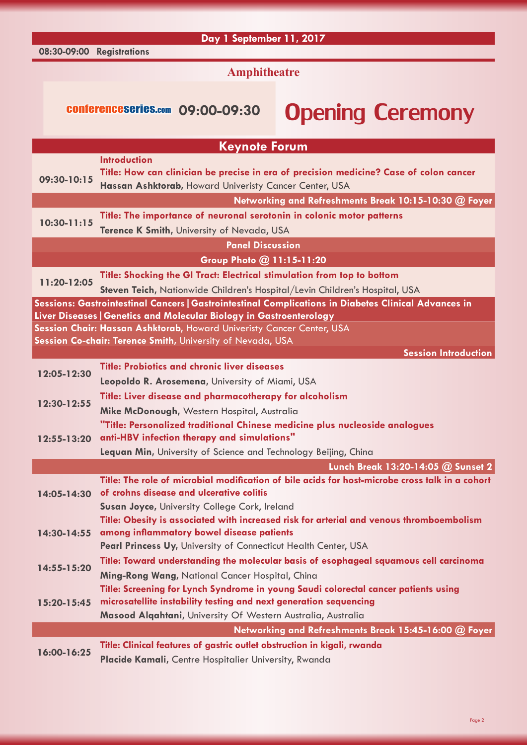## Day 1 September 11, 2017

**08:30-09:00 Registrations**

### Amphitheatre

conferenceseries.com **09:00-09:30** **Opening Ceremony**

## Keynote Forum

**09:30-10:15**
**Introduction**
**Title: How can clinician be precise in era of precision medicine? Case of colon cancer**
**Hassan Ashktorab**, Howard Univeristy Cancer Center, USA

**Networking and Refreshments Break 10:15-10:30 @ Foyer**

**10:30-11:15**
**Title: The importance of neuronal serotonin in colonic motor patterns**
**Terence K Smith**, University of Nevada, USA

**Panel Discussion**

**Group Photo @ 11:15-11:20**

**11:20-12:05**
**Title: Shocking the GI Tract: Electrical stimulation from top to bottom**
**Steven Teich**, Nationwide Children's Hospital/Levin Children's Hospital, USA

**Sessions: Gastrointestinal Cancers | Gastrointestinal Complications in Diabetes Clinical Advances in Liver Diseases | Genetics and Molecular Biology in Gastroenterology**

**Session Chair: Hassan Ashktorab**, Howard Univeristy Cancer Center, USA
**Session Co-chair: Terence Smith**, University of Nevada, USA

**Session Introduction**

**12:05-12:30**
**Title: Probiotics and chronic liver diseases**
**Leopoldo R. Arosemena**, University of Miami, USA

**12:30-12:55**
**Title: Liver disease and pharmacotherapy for alcoholism**
**Mike McDonough**, Western Hospital, Australia

**12:55-13:20**
**"Title: Personalized traditional Chinese medicine plus nucleoside analogues anti-HBV infection therapy and simulations"**
**Lequan Min**, University of Science and Technology Beijing, China

**Lunch Break 13:20-14:05 @ Sunset 2**

**14:05-14:30**
**Title: The role of microbial modification of bile acids for host-microbe cross talk in a cohort of crohns disease and ulcerative colitis**
**Susan Joyce**, University College Cork, Ireland

**14:30-14:55**
**Title: Obesity is associated with increased risk for arterial and venous thromboembolism among inflammatory bowel disease patients**
**Pearl Princess Uy**, University of Connecticut Health Center, USA

**14:55-15:20**
**Title: Toward understanding the molecular basis of esophageal squamous cell carcinoma**
**Ming-Rong Wang**, National Cancer Hospital, China

**15:20-15:45**
**Title: Screening for Lynch Syndrome in young Saudi colorectal cancer patients using microsatellite instability testing and next generation sequencing**
**Masood Alqahtani**, University Of Western Australia, Australia

**Networking and Refreshments Break 15:45-16:00 @ Foyer**

**16:00-16:25**
**Title: Clinical features of gastric outlet obstruction in kigali, rwanda**
**Placide Kamali**, Centre Hospitalier University, Rwanda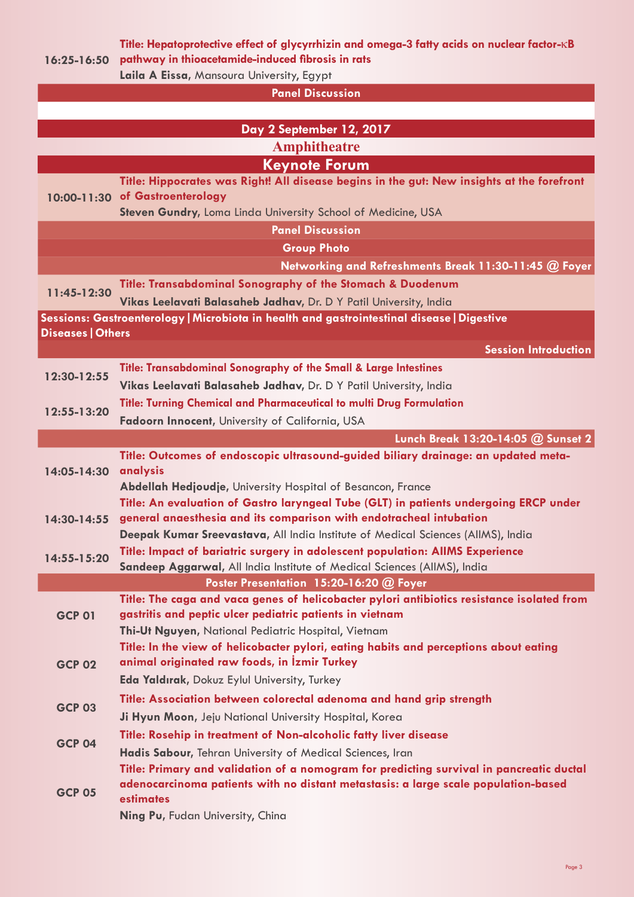**16:25-16:50** **Title: Hepatoprotective effect of glycyrrhizin and omega-3 fatty acids on nuclear factor-κB pathway in thioacetamide-induced fibrosis in rats**
**Laila A Eissa**, Mansoura University, Egypt

**Panel Discussion**

## Day 2 September 12, 2017

## Amphitheatre

### Keynote Forum

**10:00-11:30** **Title: Hippocrates was Right! All disease begins in the gut: New insights at the forefront of Gastroenterology**
**Steven Gundry**, Loma Linda University School of Medicine, USA

**Panel Discussion**

**Group Photo**

**Networking and Refreshments Break 11:30-11:45 @ Foyer**

**11:45-12:30** **Title: Transabdominal Sonography of the Stomach & Duodenum**
**Vikas Leelavati Balasaheb Jadhav**, Dr. D Y Patil University, India

### Sessions: Gastroenterology | Microbiota in health and gastrointestinal disease | Digestive Diseases | Others

**Session Introduction**

**12:30-12:55** **Title: Transabdominal Sonography of the Small & Large Intestines**
**Vikas Leelavati Balasaheb Jadhav**, Dr. D Y Patil University, India

**12:55-13:20** **Title: Turning Chemical and Pharmaceutical to multi Drug Formulation**
**Fadoorn Innocent**, University of California, USA

**Lunch Break 13:20-14:05 @ Sunset 2**

**14:05-14:30** **Title: Outcomes of endoscopic ultrasound-guided biliary drainage: an updated meta-analysis**
**Abdellah Hedjoudje**, University Hospital of Besancon, France

**14:30-14:55** **Title: An evaluation of Gastro laryngeal Tube (GLT) in patients undergoing ERCP under general anaesthesia and its comparison with endotracheal intubation**
**Deepak Kumar Sreevastava**, All India Institute of Medical Sciences (AIIMS), India

**14:55-15:20** **Title: Impact of bariatric surgery in adolescent population: AIIMS Experience**
**Sandeep Aggarwal**, All India Institute of Medical Sciences (AIIMS), India

**Poster Presentation 15:20-16:20 @ Foyer**

**GCP 01** **Title: The caga and vaca genes of helicobacter pylori antibiotics resistance isolated from gastritis and peptic ulcer pediatric patients in vietnam**
**Thi-Ut Nguyen**, National Pediatric Hospital, Vietnam

**GCP 02** **Title: In the view of helicobacter pylori, eating habits and perceptions about eating animal originated raw foods, in İzmir Turkey**
**Eda Yaldırak**, Dokuz Eylul University, Turkey

**GCP 03** **Title: Association between colorectal adenoma and hand grip strength**
**Ji Hyun Moon**, Jeju National University Hospital, Korea

**GCP 04** **Title: Rosehip in treatment of Non-alcoholic fatty liver disease**
**Hadis Sabour**, Tehran University of Medical Sciences, Iran

**GCP 05** **Title: Primary and validation of a nomogram for predicting survival in pancreatic ductal adenocarcinoma patients with no distant metastasis: a large scale population-based estimates**
**Ning Pu**, Fudan University, China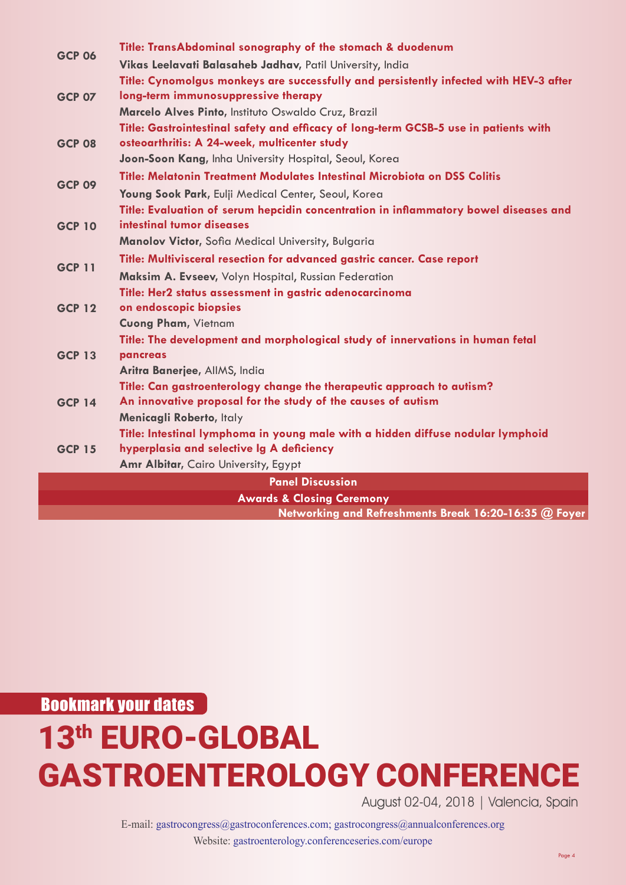| | |
|---|---|
| **GCP 06** | **Title: TransAbdominal sonography of the stomach & duodenum**<br>**Vikas Leelavati Balasaheb Jadhav,** Patil University, India |
| **GCP 07** | **Title: Cynomolgus monkeys are successfully and persistently infected with HEV-3 after long-term immunosuppressive therapy**<br>**Marcelo Alves Pinto,** Instituto Oswaldo Cruz, Brazil |
| **GCP 08** | **Title: Gastrointestinal safety and efficacy of long-term GCSB-5 use in patients with osteoarthritis: A 24-week, multicenter study**<br>**Joon-Soon Kang,** Inha University Hospital, Seoul, Korea |
| **GCP 09** | **Title: Melatonin Treatment Modulates Intestinal Microbiota on DSS Colitis**<br>**Young Sook Park,** Eulji Medical Center, Seoul, Korea |
| **GCP 10** | **Title: Evaluation of serum hepcidin concentration in inflammatory bowel diseases and intestinal tumor diseases**<br>**Manolov Victor,** Sofia Medical University, Bulgaria |
| **GCP 11** | **Title: Multivisceral resection for advanced gastric cancer. Case report**<br>**Maksim A. Evseev,** Volyn Hospital, Russian Federation |
| **GCP 12** | **Title: Her2 status assessment in gastric adenocarcinoma on endoscopic biopsies**<br>**Cuong Pham,** Vietnam |
| **GCP 13** | **Title: The development and morphological study of innervations in human fetal pancreas**<br>**Aritra Banerjee,** AIIMS, India |
| **GCP 14** | **Title: Can gastroenterology change the therapeutic approach to autism? An innovative proposal for the study of the causes of autism**<br>**Menicagli Roberto,** Italy |
| **GCP 15** | **Title: Intestinal lymphoma in young male with a hidden diffuse nodular lymphoid hyperplasia and selective Ig A deficiency**<br>**Amr Albitar,** Cairo University, Egypt |

**Panel Discussion**

**Awards & Closing Ceremony**

**Networking and Refreshments Break 16:20-16:35 @ Foyer**

Bookmark your dates

# 13th EURO-GLOBAL GASTROENTEROLOGY CONFERENCE

August 02-04, 2018 | Valencia, Spain

E-mail: gastrocongress@gastroconferences.com; gastrocongress@annualconferences.org

Website: gastroenterology.conferenceseries.com/europe